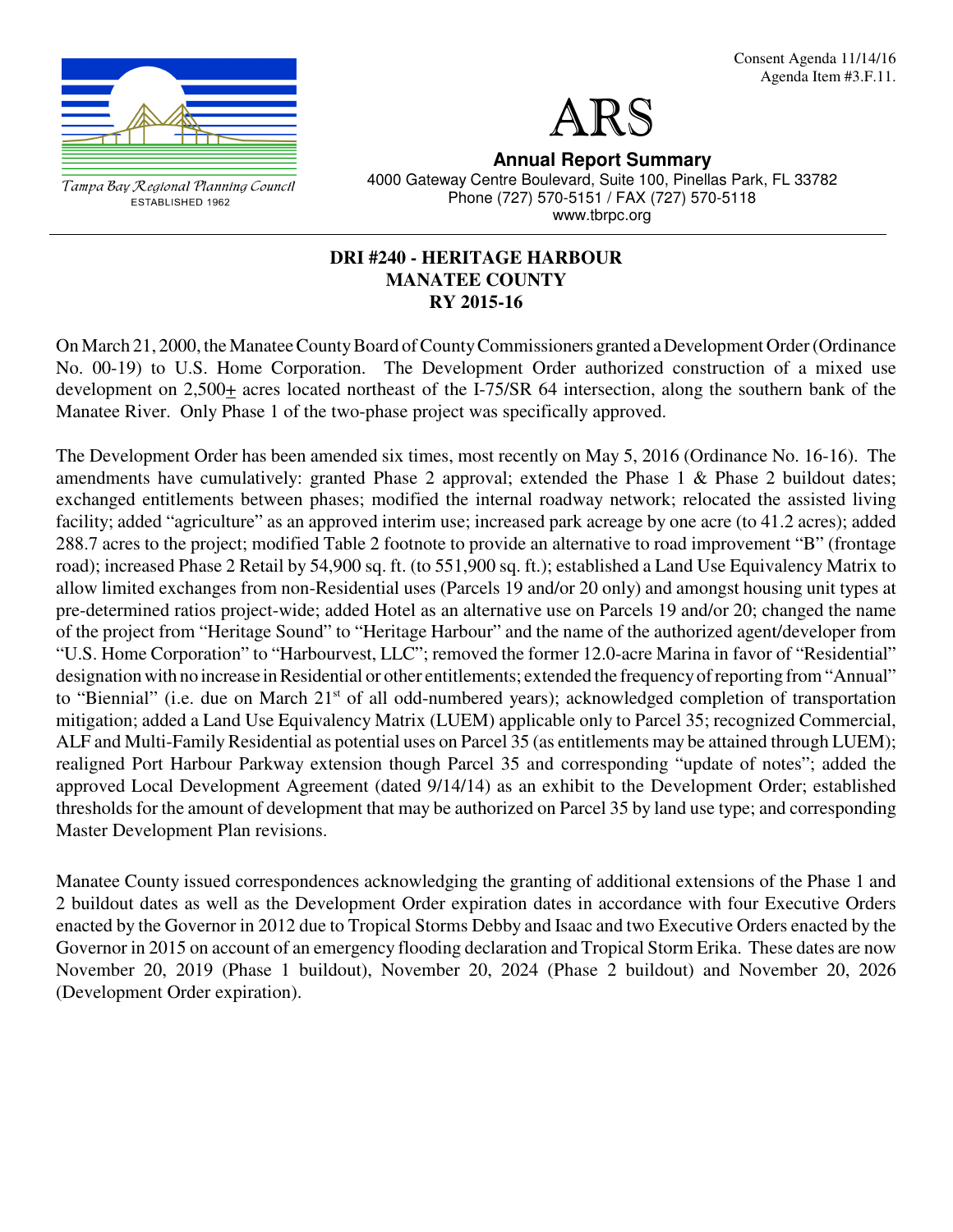Consent Agenda 11/14/16
Agenda Item #3.F.11.

Tampa Bay Regional Planning Council
ESTABLISHED 1962

# ARS

**Annual Report Summary**

4000 Gateway Centre Boulevard, Suite 100, Pinellas Park, FL 33782
Phone (727) 570-5151 / FAX (727) 570-5118
www.tbrpc.org

## DRI #240 - HERITAGE HARBOUR MANATEE COUNTY RY 2015-16

On March 21, 2000, the Manatee County Board of County Commissioners granted a Development Order (Ordinance No. 00-19) to U.S. Home Corporation. The Development Order authorized construction of a mixed use development on 2,500± acres located northeast of the I-75/SR 64 intersection, along the southern bank of the Manatee River. Only Phase 1 of the two-phase project was specifically approved.

The Development Order has been amended six times, most recently on May 5, 2016 (Ordinance No. 16-16). The amendments have cumulatively: granted Phase 2 approval; extended the Phase 1 & Phase 2 buildout dates; exchanged entitlements between phases; modified the internal roadway network; relocated the assisted living facility; added "agriculture" as an approved interim use; increased park acreage by one acre (to 41.2 acres); added 288.7 acres to the project; modified Table 2 footnote to provide an alternative to road improvement "B" (frontage road); increased Phase 2 Retail by 54,900 sq. ft. (to 551,900 sq. ft.); established a Land Use Equivalency Matrix to allow limited exchanges from non-Residential uses (Parcels 19 and/or 20 only) and amongst housing unit types at pre-determined ratios project-wide; added Hotel as an alternative use on Parcels 19 and/or 20; changed the name of the project from "Heritage Sound" to "Heritage Harbour" and the name of the authorized agent/developer from "U.S. Home Corporation" to "Harbourvest, LLC"; removed the former 12.0-acre Marina in favor of "Residential" designation with no increase in Residential or other entitlements; extended the frequency of reporting from "Annual" to "Biennial" (i.e. due on March 21st of all odd-numbered years); acknowledged completion of transportation mitigation; added a Land Use Equivalency Matrix (LUEM) applicable only to Parcel 35; recognized Commercial, ALF and Multi-Family Residential as potential uses on Parcel 35 (as entitlements may be attained through LUEM); realigned Port Harbour Parkway extension though Parcel 35 and corresponding "update of notes"; added the approved Local Development Agreement (dated 9/14/14) as an exhibit to the Development Order; established thresholds for the amount of development that may be authorized on Parcel 35 by land use type; and corresponding Master Development Plan revisions.

Manatee County issued correspondences acknowledging the granting of additional extensions of the Phase 1 and 2 buildout dates as well as the Development Order expiration dates in accordance with four Executive Orders enacted by the Governor in 2012 due to Tropical Storms Debby and Isaac and two Executive Orders enacted by the Governor in 2015 on account of an emergency flooding declaration and Tropical Storm Erika. These dates are now November 20, 2019 (Phase 1 buildout), November 20, 2024 (Phase 2 buildout) and November 20, 2026 (Development Order expiration).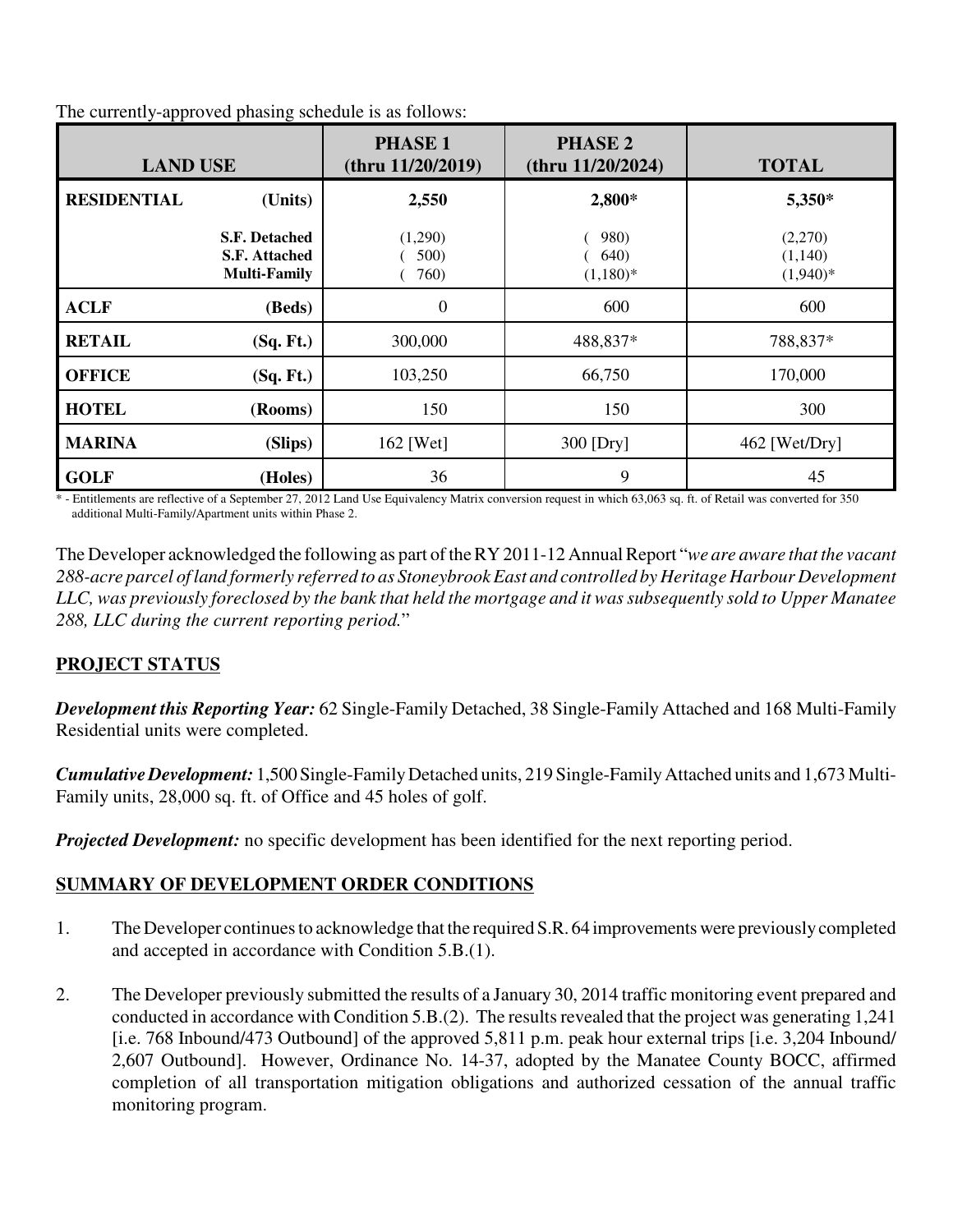The currently-approved phasing schedule is as follows:

| LAND USE | | PHASE 1 (thru 11/20/2019) | PHASE 2 (thru 11/20/2024) | TOTAL |
|---|---|---|---|---|
| **RESIDENTIAL** | **(Units)** | **2,550** | **2,800*** | **5,350*** |
| | **S.F. Detached** | (1,290) | ( 980) | (2,270) |
| | **S.F. Attached** | ( 500) | ( 640) | (1,140) |
| | **Multi-Family** | ( 760) | (1,180)* | (1,940)* |
| **ACLF** | **(Beds)** | 0 | 600 | 600 |
| **RETAIL** | **(Sq. Ft.)** | 300,000 | 488,837* | 788,837* |
| **OFFICE** | **(Sq. Ft.)** | 103,250 | 66,750 | 170,000 |
| **HOTEL** | **(Rooms)** | 150 | 150 | 300 |
| **MARINA** | **(Slips)** | 162 [Wet] | 300 [Dry] | 462 [Wet/Dry] |
| **GOLF** | **(Holes)** | 36 | 9 | 45 |

* - Entitlements are reflective of a September 27, 2012 Land Use Equivalency Matrix conversion request in which 63,063 sq. ft. of Retail was converted for 350 additional Multi-Family/Apartment units within Phase 2.

The Developer acknowledged the following as part of the RY 2011-12 Annual Report "*we are aware that the vacant 288-acre parcel of land formerly referred to as Stoneybrook East and controlled by Heritage Harbour Development LLC, was previously foreclosed by the bank that held the mortgage and it was subsequently sold to Upper Manatee 288, LLC during the current reporting period.*"

## PROJECT STATUS

***Development this Reporting Year:*** 62 Single-Family Detached, 38 Single-Family Attached and 168 Multi-Family Residential units were completed.

***Cumulative Development:*** 1,500 Single-Family Detached units, 219 Single-Family Attached units and 1,673 Multi-Family units, 28,000 sq. ft. of Office and 45 holes of golf.

***Projected Development:*** no specific development has been identified for the next reporting period.

## SUMMARY OF DEVELOPMENT ORDER CONDITIONS

1. The Developer continues to acknowledge that the required S.R. 64 improvements were previously completed and accepted in accordance with Condition 5.B.(1).

2. The Developer previously submitted the results of a January 30, 2014 traffic monitoring event prepared and conducted in accordance with Condition 5.B.(2). The results revealed that the project was generating 1,241 [i.e. 768 Inbound/473 Outbound] of the approved 5,811 p.m. peak hour external trips [i.e. 3,204 Inbound/ 2,607 Outbound]. However, Ordinance No. 14-37, adopted by the Manatee County BOCC, affirmed completion of all transportation mitigation obligations and authorized cessation of the annual traffic monitoring program.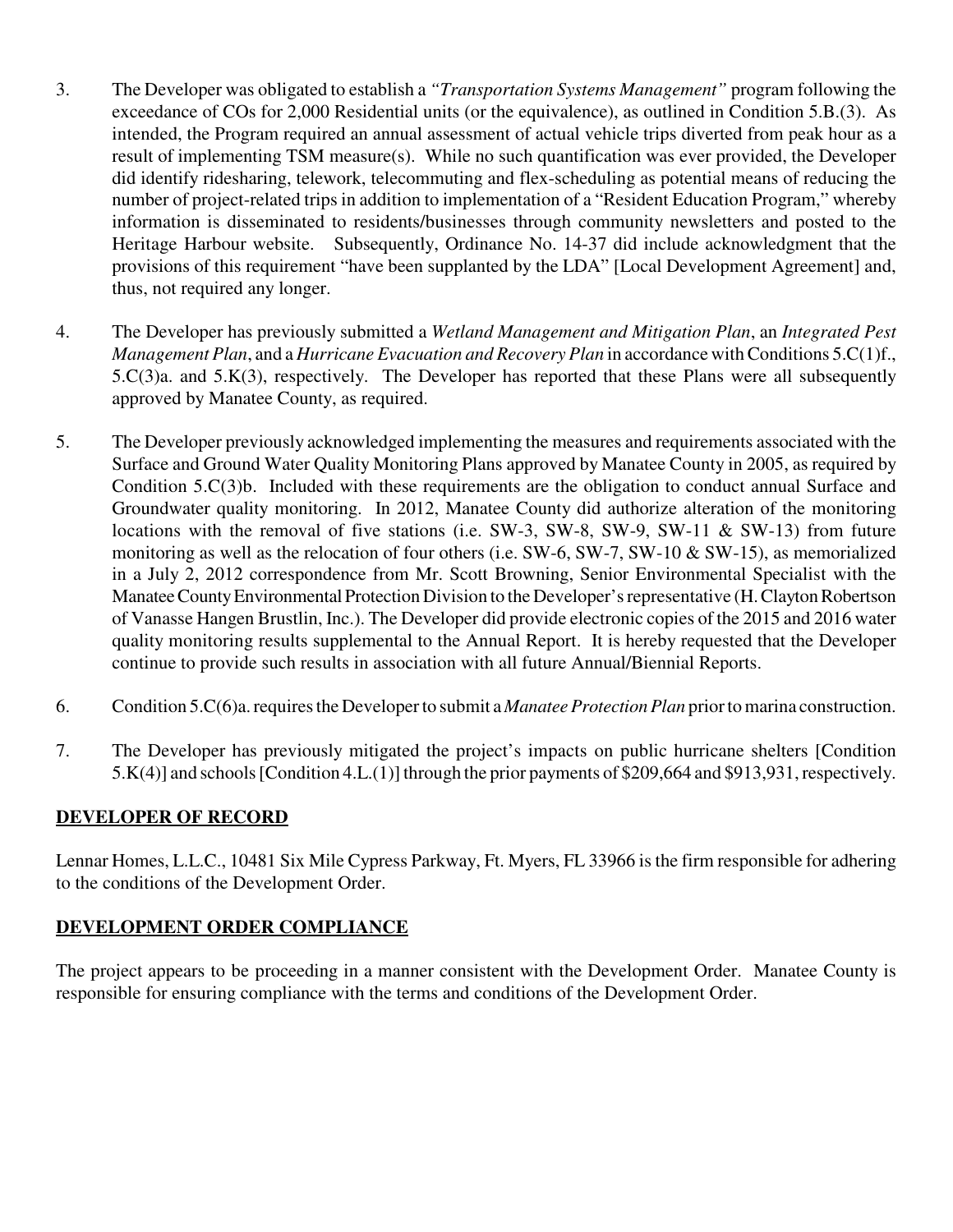3. The Developer was obligated to establish a *"Transportation Systems Management"* program following the exceedance of COs for 2,000 Residential units (or the equivalence), as outlined in Condition 5.B.(3). As intended, the Program required an annual assessment of actual vehicle trips diverted from peak hour as a result of implementing TSM measure(s). While no such quantification was ever provided, the Developer did identify ridesharing, telework, telecommuting and flex-scheduling as potential means of reducing the number of project-related trips in addition to implementation of a "Resident Education Program," whereby information is disseminated to residents/businesses through community newsletters and posted to the Heritage Harbour website. Subsequently, Ordinance No. 14-37 did include acknowledgment that the provisions of this requirement "have been supplanted by the LDA" [Local Development Agreement] and, thus, not required any longer.

4. The Developer has previously submitted a *Wetland Management and Mitigation Plan*, an *Integrated Pest Management Plan*, and a *Hurricane Evacuation and Recovery Plan* in accordance with Conditions 5.C(1)f., 5.C(3)a. and 5.K(3), respectively. The Developer has reported that these Plans were all subsequently approved by Manatee County, as required.

5. The Developer previously acknowledged implementing the measures and requirements associated with the Surface and Ground Water Quality Monitoring Plans approved by Manatee County in 2005, as required by Condition 5.C(3)b. Included with these requirements are the obligation to conduct annual Surface and Groundwater quality monitoring. In 2012, Manatee County did authorize alteration of the monitoring locations with the removal of five stations (i.e. SW-3, SW-8, SW-9, SW-11 & SW-13) from future monitoring as well as the relocation of four others (i.e. SW-6, SW-7, SW-10 & SW-15), as memorialized in a July 2, 2012 correspondence from Mr. Scott Browning, Senior Environmental Specialist with the Manatee County Environmental Protection Division to the Developer's representative (H. Clayton Robertson of Vanasse Hangen Brustlin, Inc.). The Developer did provide electronic copies of the 2015 and 2016 water quality monitoring results supplemental to the Annual Report. It is hereby requested that the Developer continue to provide such results in association with all future Annual/Biennial Reports.

6. Condition 5.C(6)a. requires the Developer to submit a *Manatee Protection Plan* prior to marina construction.

7. The Developer has previously mitigated the project's impacts on public hurricane shelters [Condition 5.K(4)] and schools [Condition 4.L.(1)] through the prior payments of $209,664 and $913,931, respectively.

## DEVELOPER OF RECORD

Lennar Homes, L.L.C., 10481 Six Mile Cypress Parkway, Ft. Myers, FL 33966 is the firm responsible for adhering to the conditions of the Development Order.

## DEVELOPMENT ORDER COMPLIANCE

The project appears to be proceeding in a manner consistent with the Development Order. Manatee County is responsible for ensuring compliance with the terms and conditions of the Development Order.